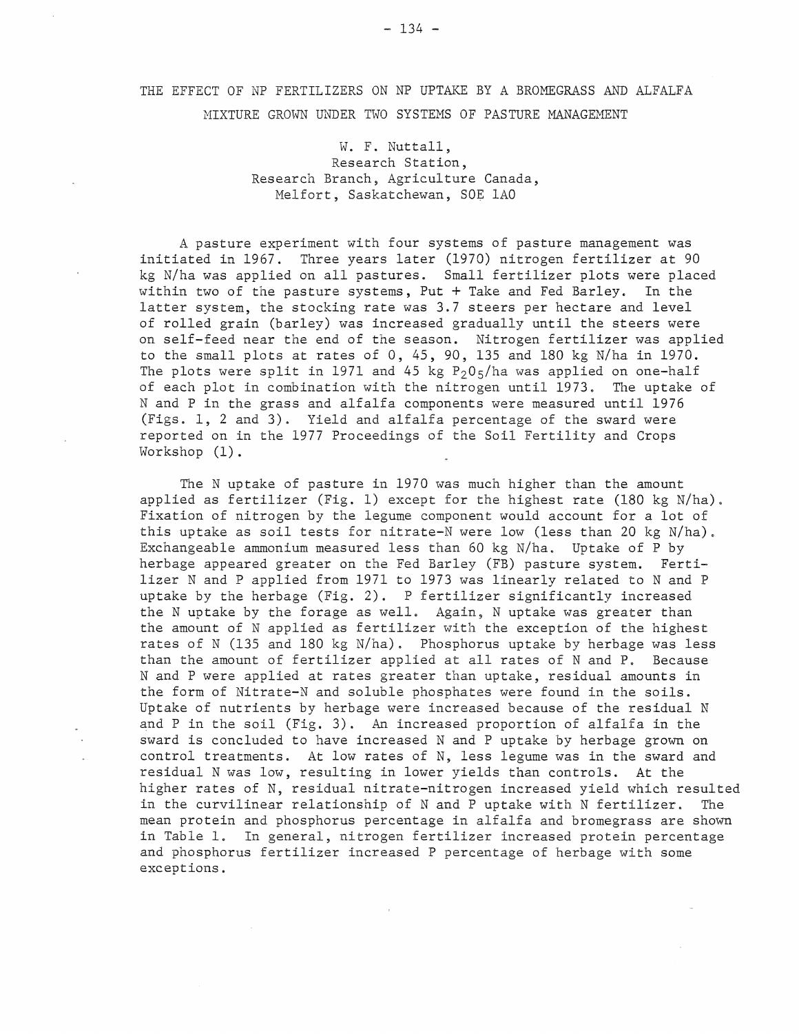# THE EFFECT OF NP FERTILIZERS ON NP UPTAKE BY A BROMEGRASS AND ALFALFA MIXTURE GROWN UNDER TWO SYSTEMS OF PASTURE MANAGEMENT

W. F. Nuttall,
Research Station,
Research Branch, Agriculture Canada,
Melfort, Saskatchewan, S0E 1A0

A pasture experiment with four systems of pasture management was initiated in 1967. Three years later (1970) nitrogen fertilizer at 90 kg N/ha was applied on all pastures. Small fertilizer plots were placed within two of the pasture systems, Put + Take and Fed Barley. In the latter system, the stocking rate was 3.7 steers per hectare and level of rolled grain (barley) was increased gradually until the steers were on self-feed near the end of the season. Nitrogen fertilizer was applied to the small plots at rates of 0, 45, 90, 135 and 180 kg N/ha in 1970. The plots were split in 1971 and 45 kg $P_2O_5$/ha was applied on one-half of each plot in combination with the nitrogen until 1973. The uptake of N and P in the grass and alfalfa components were measured until 1976 (Figs. 1, 2 and 3). Yield and alfalfa percentage of the sward were reported on in the 1977 Proceedings of the Soil Fertility and Crops Workshop (1).

The N uptake of pasture in 1970 was much higher than the amount applied as fertilizer (Fig. 1) except for the highest rate (180 kg N/ha). Fixation of nitrogen by the legume component would account for a lot of this uptake as soil tests for nitrate-N were low (less than 20 kg N/ha). Exchangeable ammonium measured less than 60 kg N/ha. Uptake of P by herbage appeared greater on the Fed Barley (FB) pasture system. Fertilizer N and P applied from 1971 to 1973 was linearly related to N and P uptake by the herbage (Fig. 2). P fertilizer significantly increased the N uptake by the forage as well. Again, N uptake was greater than the amount of N applied as fertilizer with the exception of the highest rates of N (135 and 180 kg N/ha). Phosphorus uptake by herbage was less than the amount of fertilizer applied at all rates of N and P. Because N and P were applied at rates greater than uptake, residual amounts in the form of Nitrate-N and soluble phosphates were found in the soils. Uptake of nutrients by herbage were increased because of the residual N and P in the soil (Fig. 3). An increased proportion of alfalfa in the sward is concluded to have increased N and P uptake by herbage grown on control treatments. At low rates of N, less legume was in the sward and residual N was low, resulting in lower yields than controls. At the higher rates of N, residual nitrate-nitrogen increased yield which resulted in the curvilinear relationship of N and P uptake with N fertilizer. The mean protein and phosphorus percentage in alfalfa and bromegrass are shown in Table 1. In general, nitrogen fertilizer increased protein percentage and phosphorus fertilizer increased P percentage of herbage with some exceptions.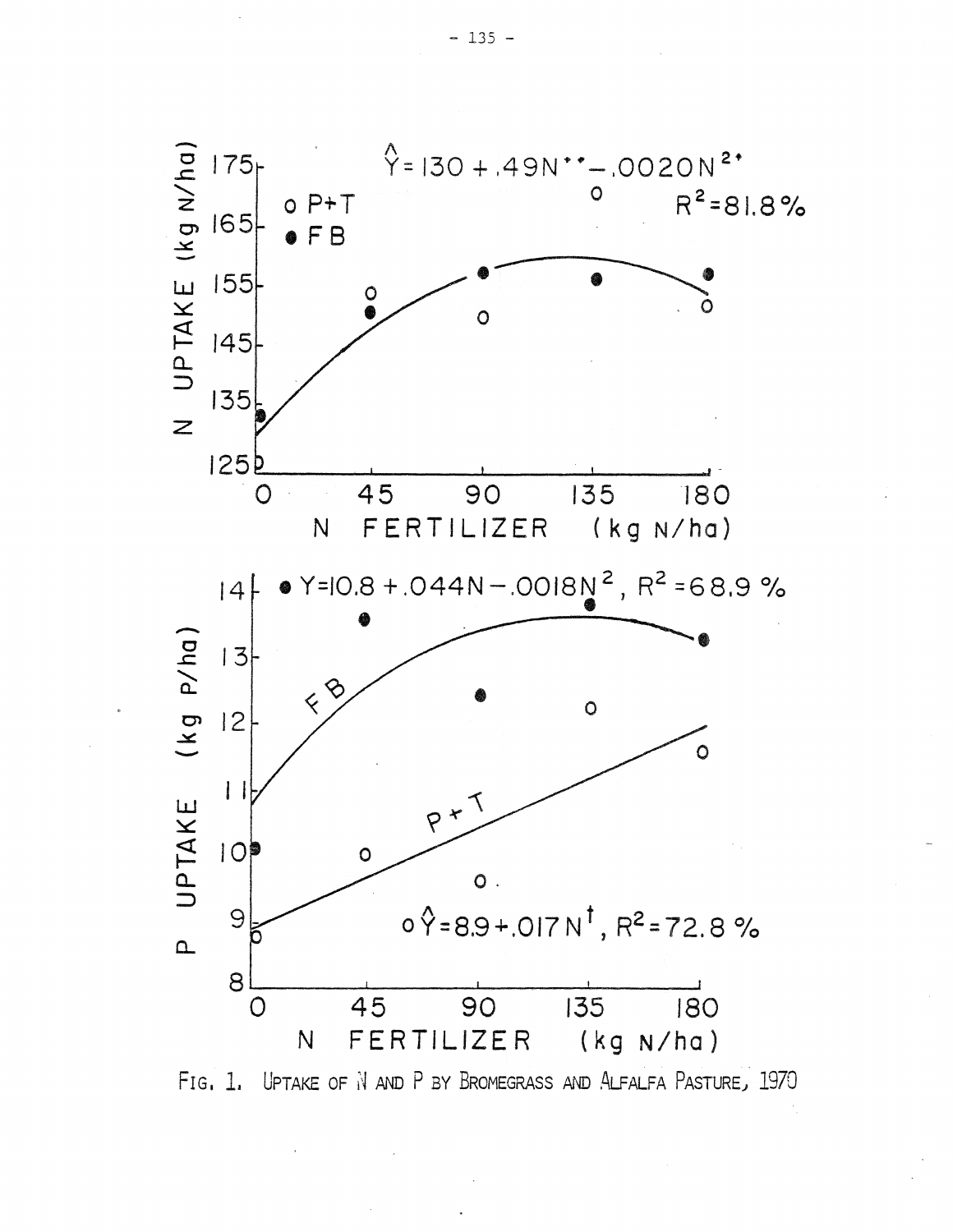$\hat{Y} = 130 + .49N^{**} - .0020N^{2*}$

$R^2 = 81.8\%$

o P+T

● FB

N UPTAKE (kg N/ha)

175

165

155

145

135

125

0 45 90 135 180

N FERTILIZER (kg N/ha)

● $Y = 10.8 + .044N - .0018N^2$, $R^2 = 68.9\%$

FB

P+T

o $\hat{Y} = 8.9 + .017N^{\dagger}$, $R^2 = 72.8\%$

P UPTAKE (kg P/ha)

14

13

12

11

10

9

8

0 45 90 135 180

N FERTILIZER (kg N/ha)

FIG. 1. UPTAKE OF N AND P BY BROMEGRASS AND ALFALFA PASTURE, 1970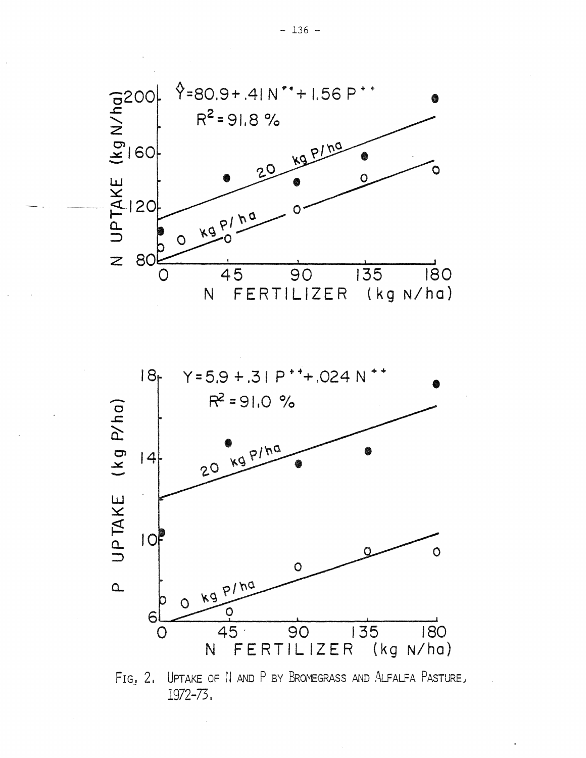$\hat{Y} = 80.9 + .41 N^{**} + 1.56 P^{**}$

$R^2 = 91.8\ \%$

N UPTAKE (kg N/ha)

200

160

120

80

20 kg P/ha

0 kg P/ha

0 45 90 135 180

N FERTILIZER (kg N/ha)

$Y = 5.9 + .31 P^{**} + .024 N^{**}$

$R^2 = 91.0\ \%$

P UPTAKE (kg P/ha)

18

14

10

6

20 kg P/ha

0 kg P/ha

0 45 90 135 180

N FERTILIZER (kg N/ha)

FIG. 2. UPTAKE OF N AND P BY BROMEGRASS AND ALFALFA PASTURE, 1972-73.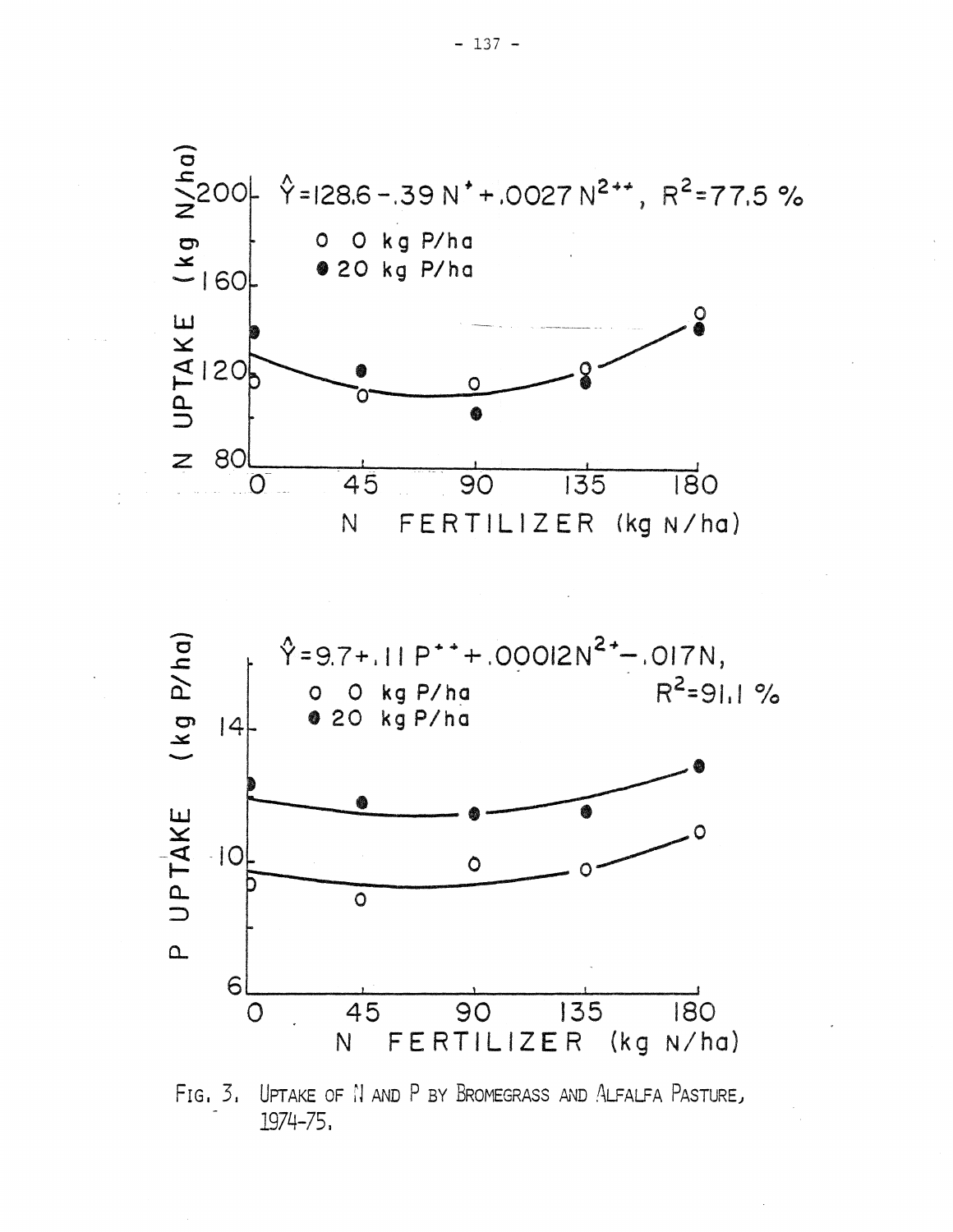$\hat{Y} = 128.6 - .39\,N^{*} + .0027\,N^{2**}$, $R^2 = 77.5\ \%$

○ 0 kg P/ha
● 20 kg P/ha

N UPTAKE (kg N/ha)

N FERTILIZER (kg N/ha)

$\hat{Y} = 9.7 + .11\,P^{**} + .00012\,N^{2*} - .017\,N$, $R^2 = 91.1\ \%$

○ 0 kg P/ha
● 20 kg P/ha

P UPTAKE (kg P/ha)

N FERTILIZER (kg N/ha)

FIG. 3. UPTAKE OF N AND P BY BROMEGRASS AND ALFALFA PASTURE, 1974-75.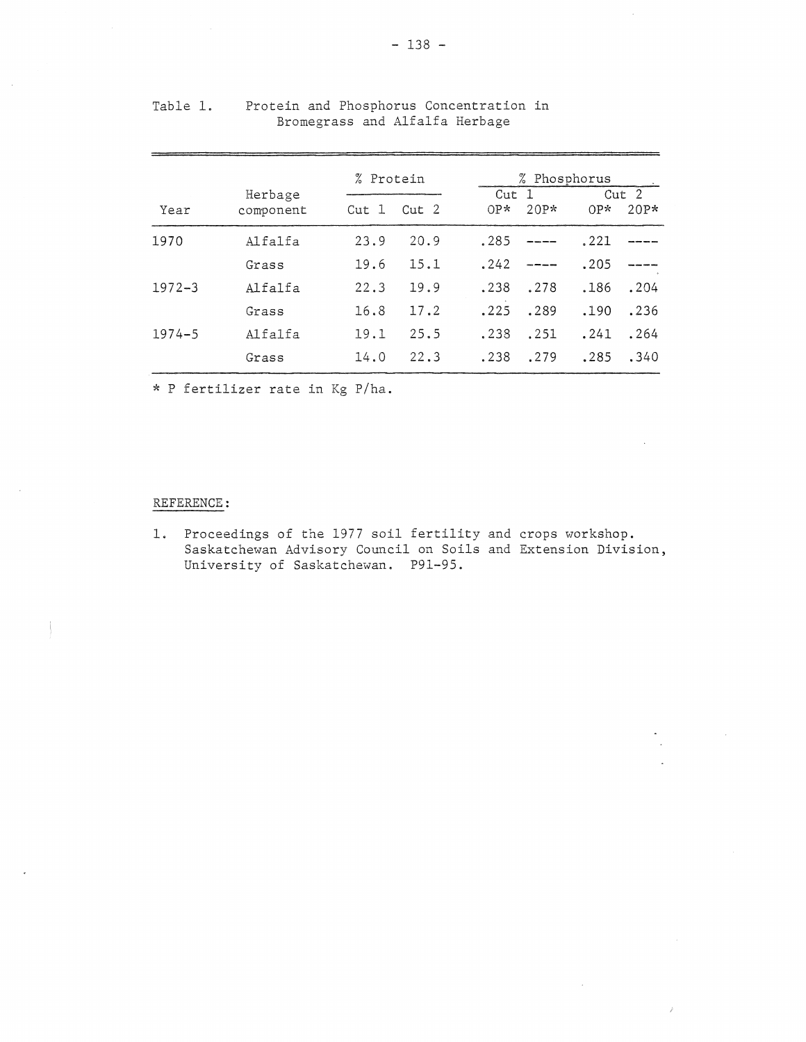Table 1. Protein and Phosphorus Concentration in Bromegrass and Alfalfa Herbage

| | | % Protein | | % Phosphorus | | | |
|---|---|---|---|---|---|---|---|
| | | | | Cut 1 | | Cut 2 | |
| Year | Herbage component | Cut 1 | Cut 2 | 0P* | 20P* | 0P* | 20P* |
| 1970 | Alfalfa | 23.9 | 20.9 | .285 | ---- | .221 | ---- |
| | Grass | 19.6 | 15.1 | .242 | ---- | .205 | ---- |
| 1972-3 | Alfalfa | 22.3 | 19.9 | .238 | .278 | .186 | .204 |
| | Grass | 16.8 | 17.2 | .225 | .289 | .190 | .236 |
| 1974-5 | Alfalfa | 19.1 | 25.5 | .238 | .251 | .241 | .264 |
| | Grass | 14.0 | 22.3 | .238 | .279 | .285 | .340 |

* P fertilizer rate in Kg P/ha.

REFERENCE:

1. Proceedings of the 1977 soil fertility and crops workshop. Saskatchewan Advisory Council on Soils and Extension Division, University of Saskatchewan. P91-95.